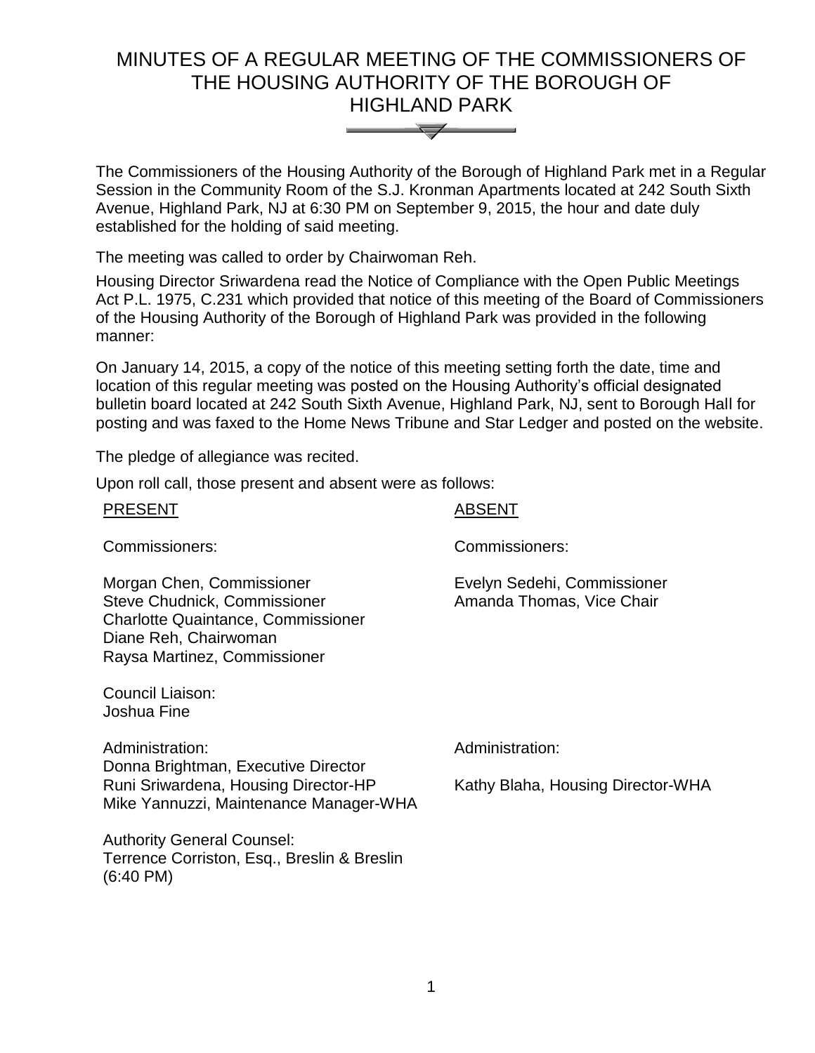# MINUTES OF A REGULAR MEETING OF THE COMMISSIONERS OF THE HOUSING AUTHORITY OF THE BOROUGH OF HIGHLAND PARK

The Commissioners of the Housing Authority of the Borough of Highland Park met in a Regular Session in the Community Room of the S.J. Kronman Apartments located at 242 South Sixth Avenue, Highland Park, NJ at 6:30 PM on September 9, 2015, the hour and date duly established for the holding of said meeting.

The meeting was called to order by Chairwoman Reh.

Housing Director Sriwardena read the Notice of Compliance with the Open Public Meetings Act P.L. 1975, C.231 which provided that notice of this meeting of the Board of Commissioners of the Housing Authority of the Borough of Highland Park was provided in the following manner:

On January 14, 2015, a copy of the notice of this meeting setting forth the date, time and location of this regular meeting was posted on the Housing Authority's official designated bulletin board located at 242 South Sixth Avenue, Highland Park, NJ, sent to Borough Hall for posting and was faxed to the Home News Tribune and Star Ledger and posted on the website.

The pledge of allegiance was recited.

Upon roll call, those present and absent were as follows:

| PRESENT | ABSENT |
|---|---|
| Commissioners: | Commissioners: |
| Morgan Chen, Commissioner<br>Steve Chudnick, Commissioner<br>Charlotte Quaintance, Commissioner<br>Diane Reh, Chairwoman<br>Raysa Martinez, Commissioner | Evelyn Sedehi, Commissioner<br>Amanda Thomas, Vice Chair |
| Council Liaison:<br>Joshua Fine | |
| Administration:<br>Donna Brightman, Executive Director<br>Runi Sriwardena, Housing Director-HP<br>Mike Yannuzzi, Maintenance Manager-WHA | Administration:<br><br>Kathy Blaha, Housing Director-WHA |
| Authority General Counsel:<br>Terrence Corriston, Esq., Breslin & Breslin<br>(6:40 PM) | |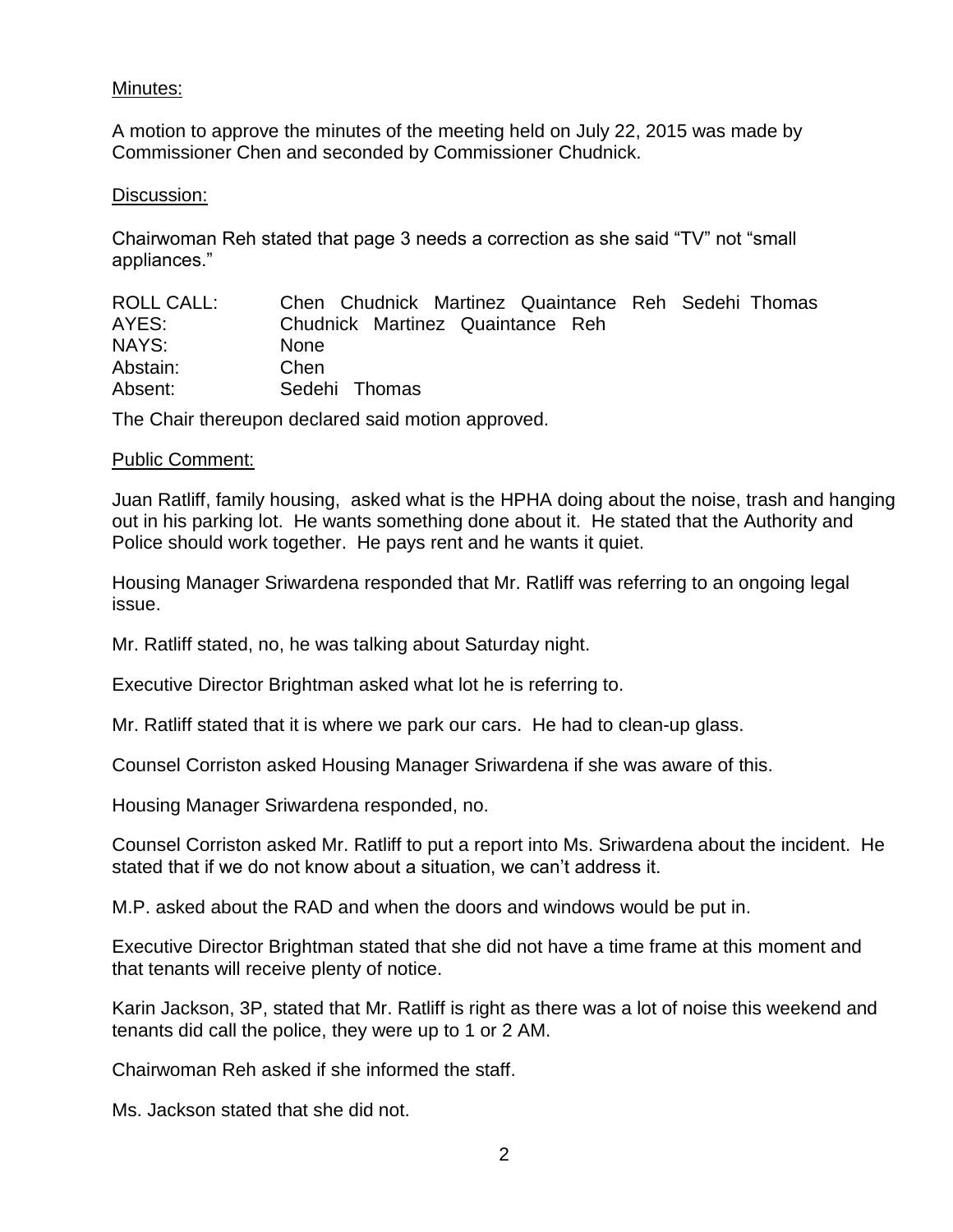Minutes:

A motion to approve the minutes of the meeting held on July 22, 2015 was made by Commissioner Chen and seconded by Commissioner Chudnick.

Discussion:

Chairwoman Reh stated that page 3 needs a correction as she said "TV" not "small appliances."

| | |
|---|---|
| ROLL CALL: | Chen Chudnick Martinez Quaintance Reh Sedehi Thomas |
| AYES: | Chudnick Martinez Quaintance Reh |
| NAYS: | None |
| Abstain: | Chen |
| Absent: | Sedehi Thomas |

The Chair thereupon declared said motion approved.

Public Comment:

Juan Ratliff, family housing, asked what is the HPHA doing about the noise, trash and hanging out in his parking lot. He wants something done about it. He stated that the Authority and Police should work together. He pays rent and he wants it quiet.

Housing Manager Sriwardena responded that Mr. Ratliff was referring to an ongoing legal issue.

Mr. Ratliff stated, no, he was talking about Saturday night.

Executive Director Brightman asked what lot he is referring to.

Mr. Ratliff stated that it is where we park our cars. He had to clean-up glass.

Counsel Corriston asked Housing Manager Sriwardena if she was aware of this.

Housing Manager Sriwardena responded, no.

Counsel Corriston asked Mr. Ratliff to put a report into Ms. Sriwardena about the incident. He stated that if we do not know about a situation, we can't address it.

M.P. asked about the RAD and when the doors and windows would be put in.

Executive Director Brightman stated that she did not have a time frame at this moment and that tenants will receive plenty of notice.

Karin Jackson, 3P, stated that Mr. Ratliff is right as there was a lot of noise this weekend and tenants did call the police, they were up to 1 or 2 AM.

Chairwoman Reh asked if she informed the staff.

Ms. Jackson stated that she did not.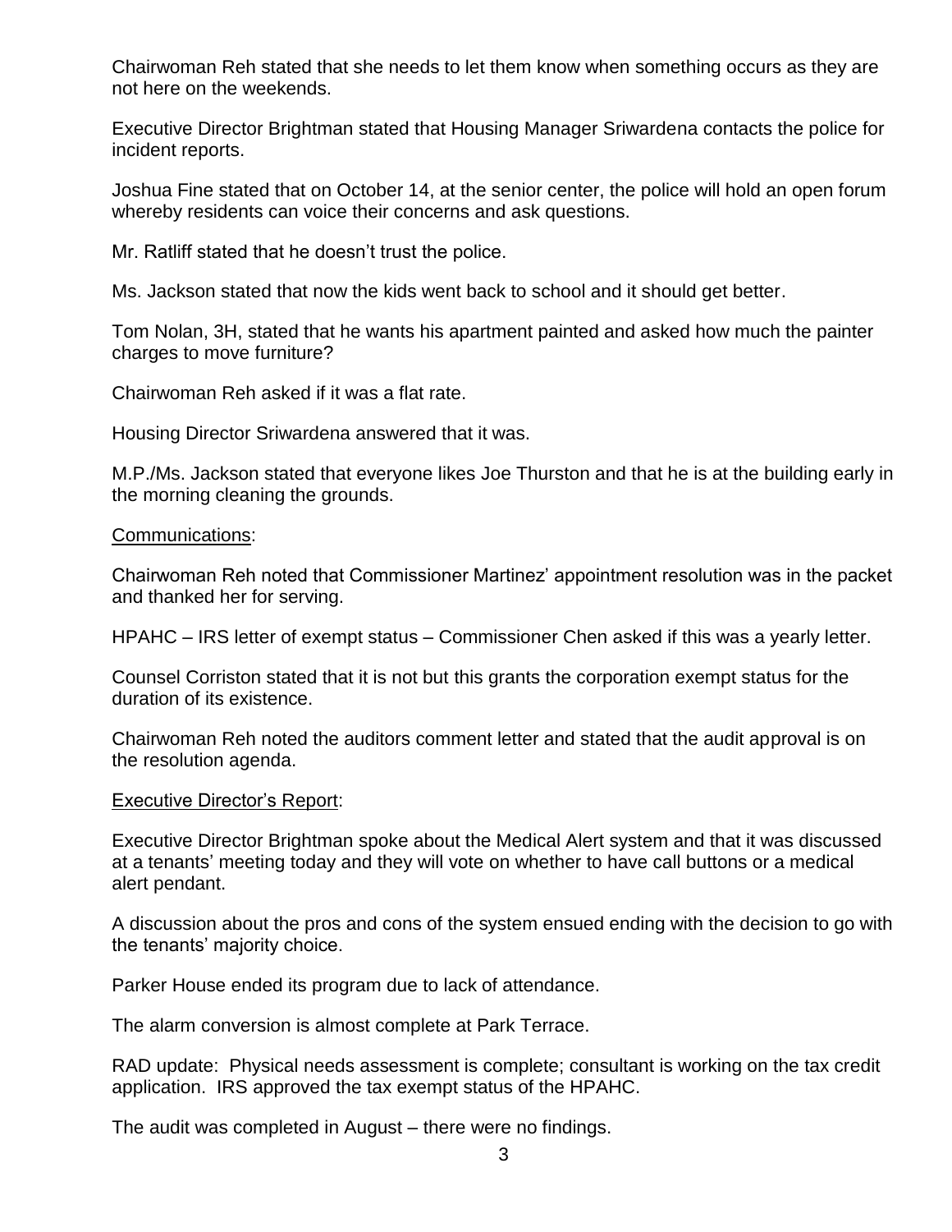Chairwoman Reh stated that she needs to let them know when something occurs as they are not here on the weekends.

Executive Director Brightman stated that Housing Manager Sriwardena contacts the police for incident reports.

Joshua Fine stated that on October 14, at the senior center, the police will hold an open forum whereby residents can voice their concerns and ask questions.

Mr. Ratliff stated that he doesn't trust the police.

Ms. Jackson stated that now the kids went back to school and it should get better.

Tom Nolan, 3H, stated that he wants his apartment painted and asked how much the painter charges to move furniture?

Chairwoman Reh asked if it was a flat rate.

Housing Director Sriwardena answered that it was.

M.P./Ms. Jackson stated that everyone likes Joe Thurston and that he is at the building early in the morning cleaning the grounds.

<u>Communications</u>:

Chairwoman Reh noted that Commissioner Martinez' appointment resolution was in the packet and thanked her for serving.

HPAHC – IRS letter of exempt status – Commissioner Chen asked if this was a yearly letter.

Counsel Corriston stated that it is not but this grants the corporation exempt status for the duration of its existence.

Chairwoman Reh noted the auditors comment letter and stated that the audit approval is on the resolution agenda.

<u>Executive Director's Report</u>:

Executive Director Brightman spoke about the Medical Alert system and that it was discussed at a tenants' meeting today and they will vote on whether to have call buttons or a medical alert pendant.

A discussion about the pros and cons of the system ensued ending with the decision to go with the tenants' majority choice.

Parker House ended its program due to lack of attendance.

The alarm conversion is almost complete at Park Terrace.

RAD update: Physical needs assessment is complete; consultant is working on the tax credit application. IRS approved the tax exempt status of the HPAHC.

The audit was completed in August – there were no findings.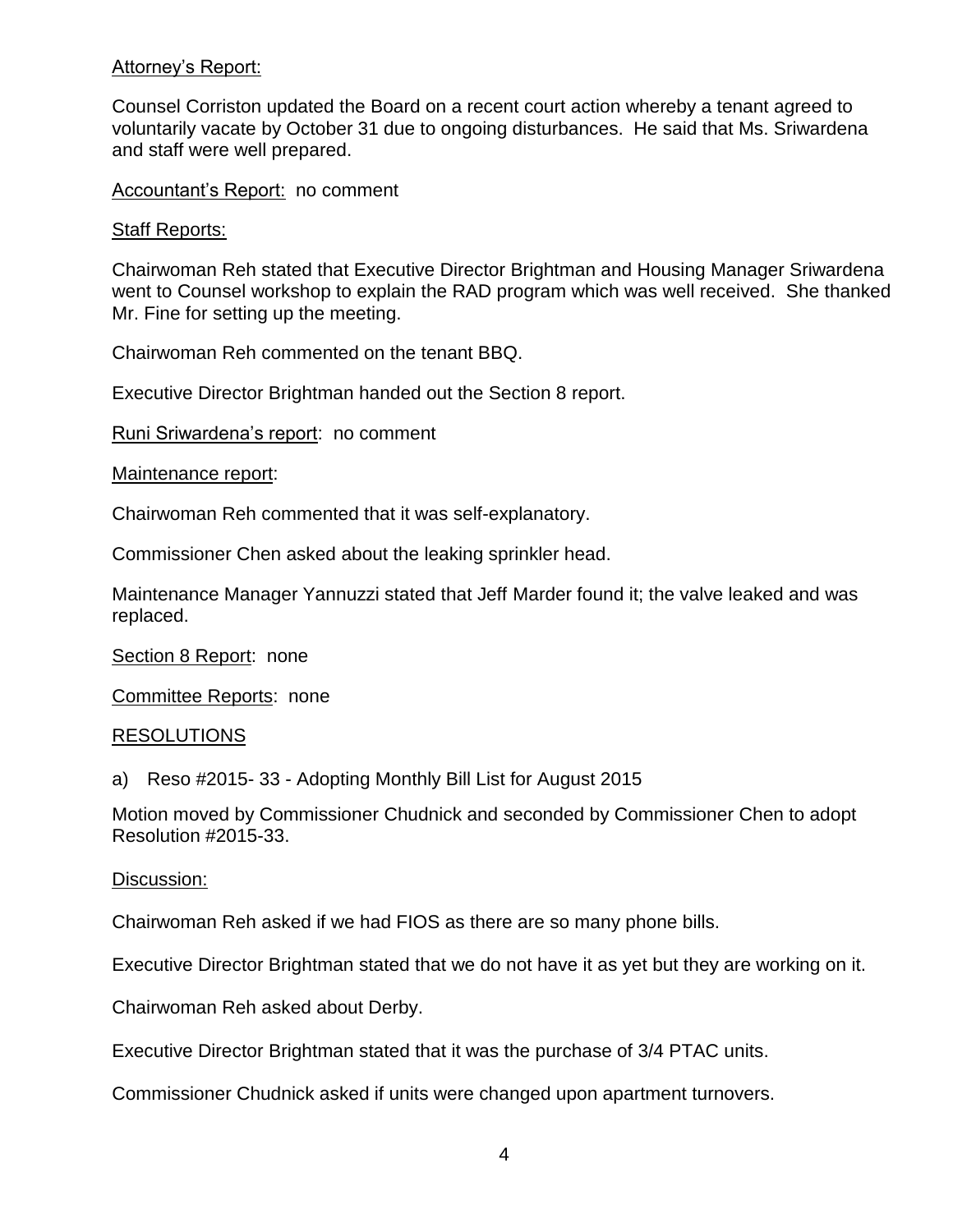Attorney's Report:

Counsel Corriston updated the Board on a recent court action whereby a tenant agreed to voluntarily vacate by October 31 due to ongoing disturbances. He said that Ms. Sriwardena and staff were well prepared.

Accountant's Report: no comment

Staff Reports:

Chairwoman Reh stated that Executive Director Brightman and Housing Manager Sriwardena went to Counsel workshop to explain the RAD program which was well received. She thanked Mr. Fine for setting up the meeting.

Chairwoman Reh commented on the tenant BBQ.

Executive Director Brightman handed out the Section 8 report.

Runi Sriwardena's report: no comment

Maintenance report:

Chairwoman Reh commented that it was self-explanatory.

Commissioner Chen asked about the leaking sprinkler head.

Maintenance Manager Yannuzzi stated that Jeff Marder found it; the valve leaked and was replaced.

Section 8 Report: none

Committee Reports: none

RESOLUTIONS

a) Reso #2015- 33 - Adopting Monthly Bill List for August 2015

Motion moved by Commissioner Chudnick and seconded by Commissioner Chen to adopt Resolution #2015-33.

Discussion:

Chairwoman Reh asked if we had FIOS as there are so many phone bills.

Executive Director Brightman stated that we do not have it as yet but they are working on it.

Chairwoman Reh asked about Derby.

Executive Director Brightman stated that it was the purchase of 3/4 PTAC units.

Commissioner Chudnick asked if units were changed upon apartment turnovers.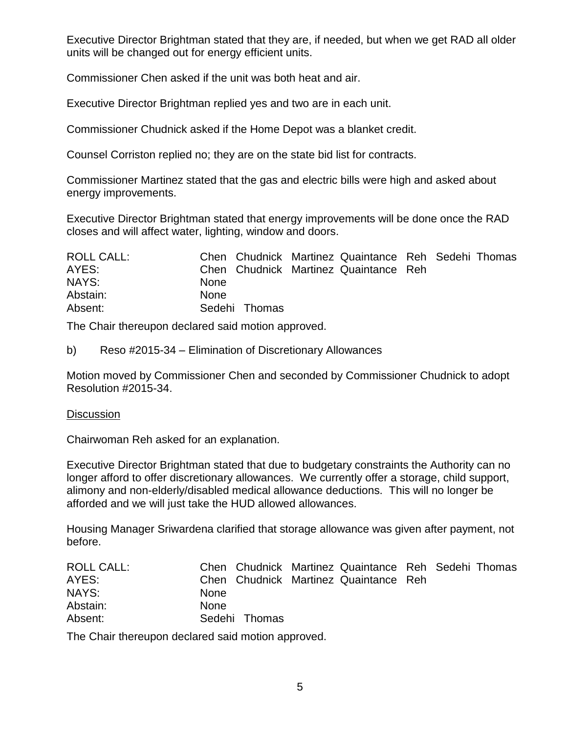Executive Director Brightman stated that they are, if needed, but when we get RAD all older units will be changed out for energy efficient units.

Commissioner Chen asked if the unit was both heat and air.

Executive Director Brightman replied yes and two are in each unit.

Commissioner Chudnick asked if the Home Depot was a blanket credit.

Counsel Corriston replied no; they are on the state bid list for contracts.

Commissioner Martinez stated that the gas and electric bills were high and asked about energy improvements.

Executive Director Brightman stated that energy improvements will be done once the RAD closes and will affect water, lighting, window and doors.

| | | | | | | | |
|---|---|---|---|---|---|---|---|
| ROLL CALL: | Chen | Chudnick | Martinez | Quaintance | Reh | Sedehi | Thomas |
| AYES: | Chen | Chudnick | Martinez | Quaintance | Reh | | |
| NAYS: | None | | | | | | |
| Abstain: | None | | | | | | |
| Absent: | Sedehi | Thomas | | | | | |

The Chair thereupon declared said motion approved.

b) Reso #2015-34 – Elimination of Discretionary Allowances

Motion moved by Commissioner Chen and seconded by Commissioner Chudnick to adopt Resolution #2015-34.

Discussion

Chairwoman Reh asked for an explanation.

Executive Director Brightman stated that due to budgetary constraints the Authority can no longer afford to offer discretionary allowances. We currently offer a storage, child support, alimony and non-elderly/disabled medical allowance deductions. This will no longer be afforded and we will just take the HUD allowed allowances.

Housing Manager Sriwardena clarified that storage allowance was given after payment, not before.

| | | | | | | | |
|---|---|---|---|---|---|---|---|
| ROLL CALL: | Chen | Chudnick | Martinez | Quaintance | Reh | Sedehi | Thomas |
| AYES: | Chen | Chudnick | Martinez | Quaintance | Reh | | |
| NAYS: | None | | | | | | |
| Abstain: | None | | | | | | |
| Absent: | Sedehi | Thomas | | | | | |

The Chair thereupon declared said motion approved.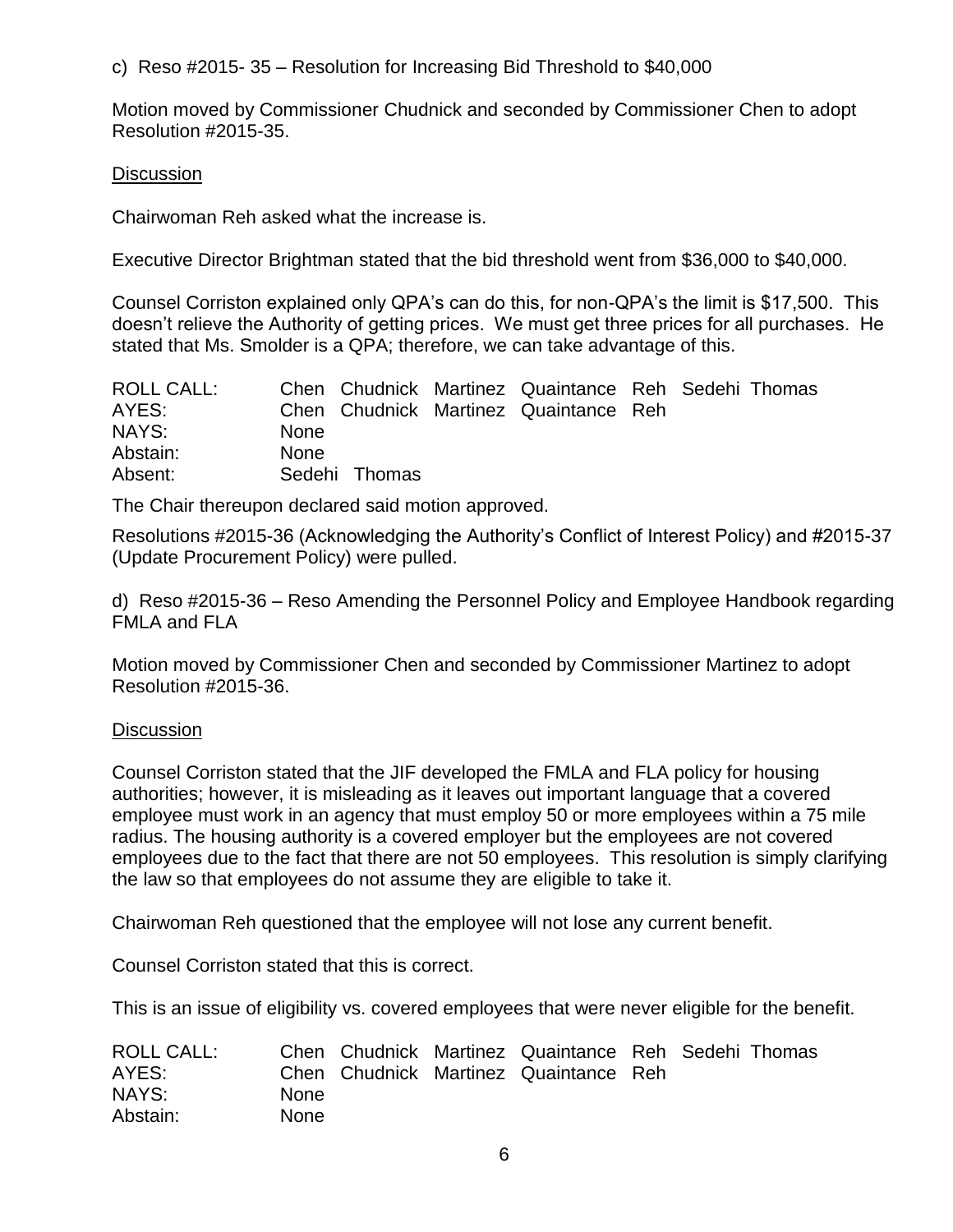c) Reso #2015- 35 – Resolution for Increasing Bid Threshold to $40,000

Motion moved by Commissioner Chudnick and seconded by Commissioner Chen to adopt Resolution #2015-35.

Discussion

Chairwoman Reh asked what the increase is.

Executive Director Brightman stated that the bid threshold went from $36,000 to $40,000.

Counsel Corriston explained only QPA's can do this, for non-QPA's the limit is $17,500. This doesn't relieve the Authority of getting prices. We must get three prices for all purchases. He stated that Ms. Smolder is a QPA; therefore, we can take advantage of this.

| | | | | | | | |
|---|---|---|---|---|---|---|---|
| ROLL CALL: | Chen | Chudnick | Martinez | Quaintance | Reh | Sedehi | Thomas |
| AYES: | Chen | Chudnick | Martinez | Quaintance | Reh | | |
| NAYS: | None | | | | | | |
| Abstain: | None | | | | | | |
| Absent: | Sedehi | Thomas | | | | | |

The Chair thereupon declared said motion approved.

Resolutions #2015-36 (Acknowledging the Authority's Conflict of Interest Policy) and #2015-37 (Update Procurement Policy) were pulled.

d) Reso #2015-36 – Reso Amending the Personnel Policy and Employee Handbook regarding FMLA and FLA

Motion moved by Commissioner Chen and seconded by Commissioner Martinez to adopt Resolution #2015-36.

Discussion

Counsel Corriston stated that the JIF developed the FMLA and FLA policy for housing authorities; however, it is misleading as it leaves out important language that a covered employee must work in an agency that must employ 50 or more employees within a 75 mile radius. The housing authority is a covered employer but the employees are not covered employees due to the fact that there are not 50 employees. This resolution is simply clarifying the law so that employees do not assume they are eligible to take it.

Chairwoman Reh questioned that the employee will not lose any current benefit.

Counsel Corriston stated that this is correct.

This is an issue of eligibility vs. covered employees that were never eligible for the benefit.

| | | | | | | | |
|---|---|---|---|---|---|---|---|
| ROLL CALL: | Chen | Chudnick | Martinez | Quaintance | Reh | Sedehi | Thomas |
| AYES: | Chen | Chudnick | Martinez | Quaintance | Reh | | |
| NAYS: | None | | | | | | |
| Abstain: | None | | | | | | |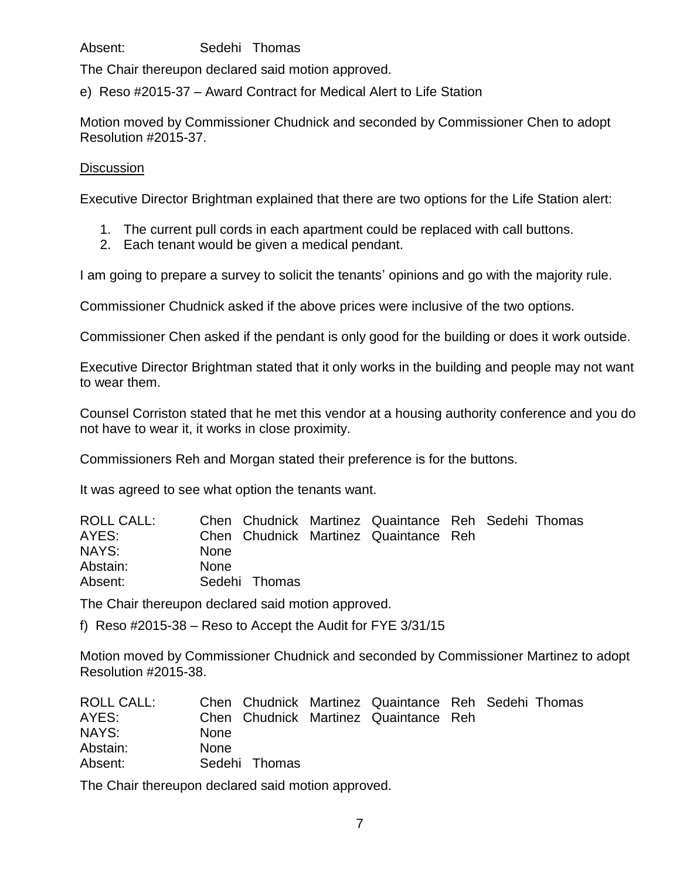Absent: Sedehi Thomas

The Chair thereupon declared said motion approved.

e) Reso #2015-37 – Award Contract for Medical Alert to Life Station

Motion moved by Commissioner Chudnick and seconded by Commissioner Chen to adopt Resolution #2015-37.

Discussion

Executive Director Brightman explained that there are two options for the Life Station alert:

1. The current pull cords in each apartment could be replaced with call buttons.
2. Each tenant would be given a medical pendant.

I am going to prepare a survey to solicit the tenants' opinions and go with the majority rule.

Commissioner Chudnick asked if the above prices were inclusive of the two options.

Commissioner Chen asked if the pendant is only good for the building or does it work outside.

Executive Director Brightman stated that it only works in the building and people may not want to wear them.

Counsel Corriston stated that he met this vendor at a housing authority conference and you do not have to wear it, it works in close proximity.

Commissioners Reh and Morgan stated their preference is for the buttons.

It was agreed to see what option the tenants want.

| | | | | | | | |
|---|---|---|---|---|---|---|---|
| ROLL CALL: | Chen | Chudnick | Martinez | Quaintance | Reh | Sedehi | Thomas |
| AYES: | Chen | Chudnick | Martinez | Quaintance | Reh | | |
| NAYS: | None | | | | | | |
| Abstain: | None | | | | | | |
| Absent: | Sedehi | Thomas | | | | | |

The Chair thereupon declared said motion approved.

f) Reso #2015-38 – Reso to Accept the Audit for FYE 3/31/15

Motion moved by Commissioner Chudnick and seconded by Commissioner Martinez to adopt Resolution #2015-38.

| | | | | | | | |
|---|---|---|---|---|---|---|---|
| ROLL CALL: | Chen | Chudnick | Martinez | Quaintance | Reh | Sedehi | Thomas |
| AYES: | Chen | Chudnick | Martinez | Quaintance | Reh | | |
| NAYS: | None | | | | | | |
| Abstain: | None | | | | | | |
| Absent: | Sedehi | Thomas | | | | | |

The Chair thereupon declared said motion approved.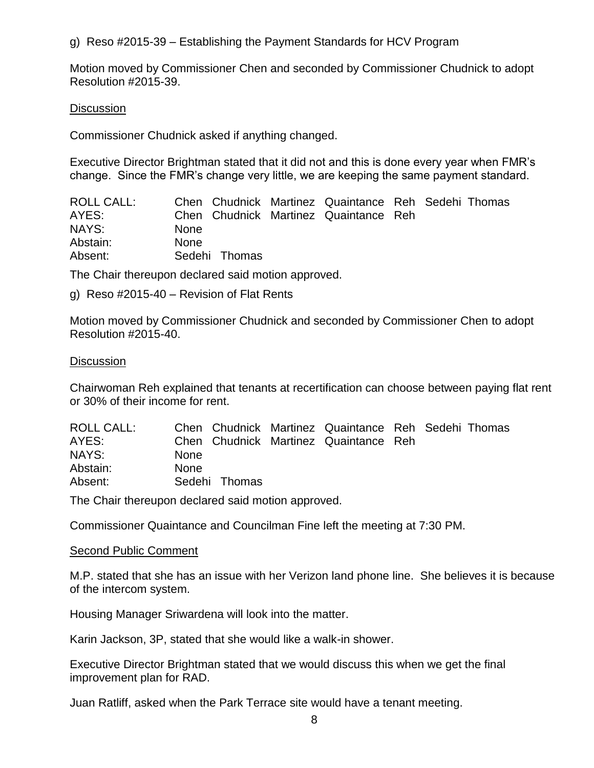g) Reso #2015-39 – Establishing the Payment Standards for HCV Program

Motion moved by Commissioner Chen and seconded by Commissioner Chudnick to adopt Resolution #2015-39.

Discussion

Commissioner Chudnick asked if anything changed.

Executive Director Brightman stated that it did not and this is done every year when FMR's change. Since the FMR's change very little, we are keeping the same payment standard.

| | |
|---|---|
| ROLL CALL: | Chen Chudnick Martinez Quaintance Reh Sedehi Thomas |
| AYES: | Chen Chudnick Martinez Quaintance Reh |
| NAYS: | None |
| Abstain: | None |
| Absent: | Sedehi Thomas |

The Chair thereupon declared said motion approved.

g) Reso #2015-40 – Revision of Flat Rents

Motion moved by Commissioner Chudnick and seconded by Commissioner Chen to adopt Resolution #2015-40.

Discussion

Chairwoman Reh explained that tenants at recertification can choose between paying flat rent or 30% of their income for rent.

| | |
|---|---|
| ROLL CALL: | Chen Chudnick Martinez Quaintance Reh Sedehi Thomas |
| AYES: | Chen Chudnick Martinez Quaintance Reh |
| NAYS: | None |
| Abstain: | None |
| Absent: | Sedehi Thomas |

The Chair thereupon declared said motion approved.

Commissioner Quaintance and Councilman Fine left the meeting at 7:30 PM.

Second Public Comment

M.P. stated that she has an issue with her Verizon land phone line. She believes it is because of the intercom system.

Housing Manager Sriwardena will look into the matter.

Karin Jackson, 3P, stated that she would like a walk-in shower.

Executive Director Brightman stated that we would discuss this when we get the final improvement plan for RAD.

Juan Ratliff, asked when the Park Terrace site would have a tenant meeting.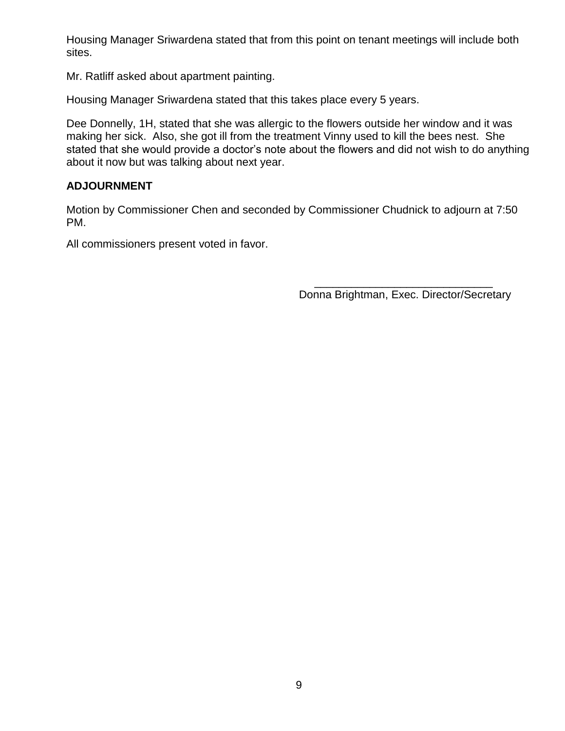Housing Manager Sriwardena stated that from this point on tenant meetings will include both sites.

Mr. Ratliff asked about apartment painting.

Housing Manager Sriwardena stated that this takes place every 5 years.

Dee Donnelly, 1H, stated that she was allergic to the flowers outside her window and it was making her sick. Also, she got ill from the treatment Vinny used to kill the bees nest. She stated that she would provide a doctor's note about the flowers and did not wish to do anything about it now but was talking about next year.

**ADJOURNMENT**

Motion by Commissioner Chen and seconded by Commissioner Chudnick to adjourn at 7:50 PM.

All commissioners present voted in favor.

\_\_\_\_\_\_\_\_\_\_\_\_\_\_\_\_\_\_\_\_\_\_\_\_\_\_\_\_\_\_
Donna Brightman, Exec. Director/Secretary